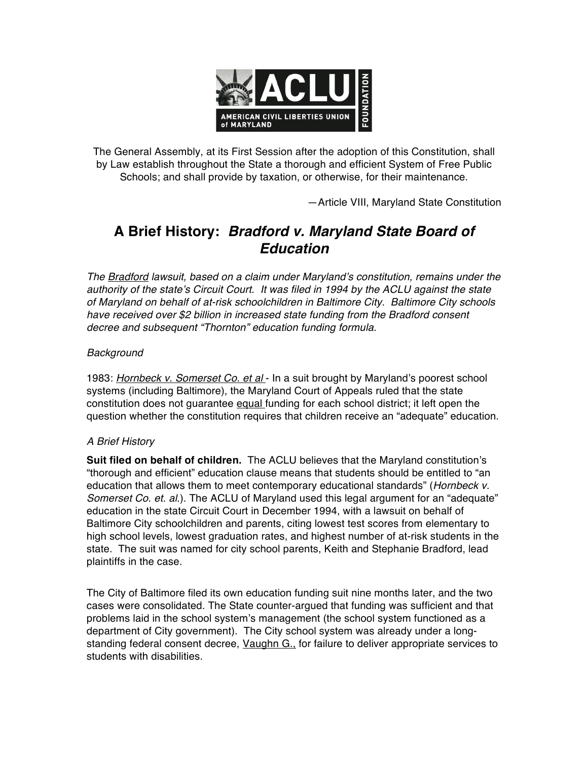The General Assembly, at its First Session after the adoption of this Constitution, shall by Law establish throughout the State a thorough and efficient System of Free Public Schools; and shall provide by taxation, or otherwise, for their maintenance.

—Article VIII, Maryland State Constitution

# A Brief History: *Bradford v. Maryland State Board of Education*

*The Bradford lawsuit, based on a claim under Maryland's constitution, remains under the authority of the state's Circuit Court. It was filed in 1994 by the ACLU against the state of Maryland on behalf of at-risk schoolchildren in Baltimore City. Baltimore City schools have received over $2 billion in increased state funding from the Bradford consent decree and subsequent "Thornton" education funding formula.*

*Background*

1983: *Hornbeck v. Somerset Co. et al* - In a suit brought by Maryland's poorest school systems (including Baltimore), the Maryland Court of Appeals ruled that the state constitution does not guarantee equal funding for each school district; it left open the question whether the constitution requires that children receive an "adequate" education.

*A Brief History*

**Suit filed on behalf of children.** The ACLU believes that the Maryland constitution's "thorough and efficient" education clause means that students should be entitled to "an education that allows them to meet contemporary educational standards" (*Hornbeck v. Somerset Co. et. al.*). The ACLU of Maryland used this legal argument for an "adequate" education in the state Circuit Court in December 1994, with a lawsuit on behalf of Baltimore City schoolchildren and parents, citing lowest test scores from elementary to high school levels, lowest graduation rates, and highest number of at-risk students in the state. The suit was named for city school parents, Keith and Stephanie Bradford, lead plaintiffs in the case.

The City of Baltimore filed its own education funding suit nine months later, and the two cases were consolidated. The State counter-argued that funding was sufficient and that problems laid in the school system's management (the school system functioned as a department of City government). The City school system was already under a long-standing federal consent decree, Vaughn G., for failure to deliver appropriate services to students with disabilities.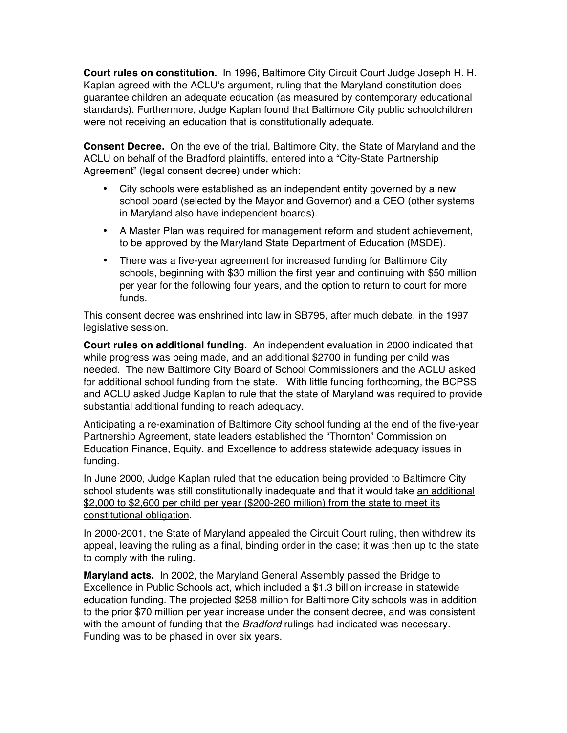**Court rules on constitution.** In 1996, Baltimore City Circuit Court Judge Joseph H. H. Kaplan agreed with the ACLU's argument, ruling that the Maryland constitution does guarantee children an adequate education (as measured by contemporary educational standards). Furthermore, Judge Kaplan found that Baltimore City public schoolchildren were not receiving an education that is constitutionally adequate.

**Consent Decree.** On the eve of the trial, Baltimore City, the State of Maryland and the ACLU on behalf of the Bradford plaintiffs, entered into a "City-State Partnership Agreement" (legal consent decree) under which:

- City schools were established as an independent entity governed by a new school board (selected by the Mayor and Governor) and a CEO (other systems in Maryland also have independent boards).
- A Master Plan was required for management reform and student achievement, to be approved by the Maryland State Department of Education (MSDE).
- There was a five-year agreement for increased funding for Baltimore City schools, beginning with $30 million the first year and continuing with $50 million per year for the following four years, and the option to return to court for more funds.

This consent decree was enshrined into law in SB795, after much debate, in the 1997 legislative session.

**Court rules on additional funding.** An independent evaluation in 2000 indicated that while progress was being made, and an additional $2700 in funding per child was needed. The new Baltimore City Board of School Commissioners and the ACLU asked for additional school funding from the state. With little funding forthcoming, the BCPSS and ACLU asked Judge Kaplan to rule that the state of Maryland was required to provide substantial additional funding to reach adequacy.

Anticipating a re-examination of Baltimore City school funding at the end of the five-year Partnership Agreement, state leaders established the "Thornton" Commission on Education Finance, Equity, and Excellence to address statewide adequacy issues in funding.

In June 2000, Judge Kaplan ruled that the education being provided to Baltimore City school students was still constitutionally inadequate and that it would take <u>an additional $2,000 to $2,600 per child per year ($200-260 million) from the state to meet its constitutional obligation</u>.

In 2000-2001, the State of Maryland appealed the Circuit Court ruling, then withdrew its appeal, leaving the ruling as a final, binding order in the case; it was then up to the state to comply with the ruling.

**Maryland acts.** In 2002, the Maryland General Assembly passed the Bridge to Excellence in Public Schools act, which included a $1.3 billion increase in statewide education funding. The projected $258 million for Baltimore City schools was in addition to the prior $70 million per year increase under the consent decree, and was consistent with the amount of funding that the *Bradford* rulings had indicated was necessary. Funding was to be phased in over six years.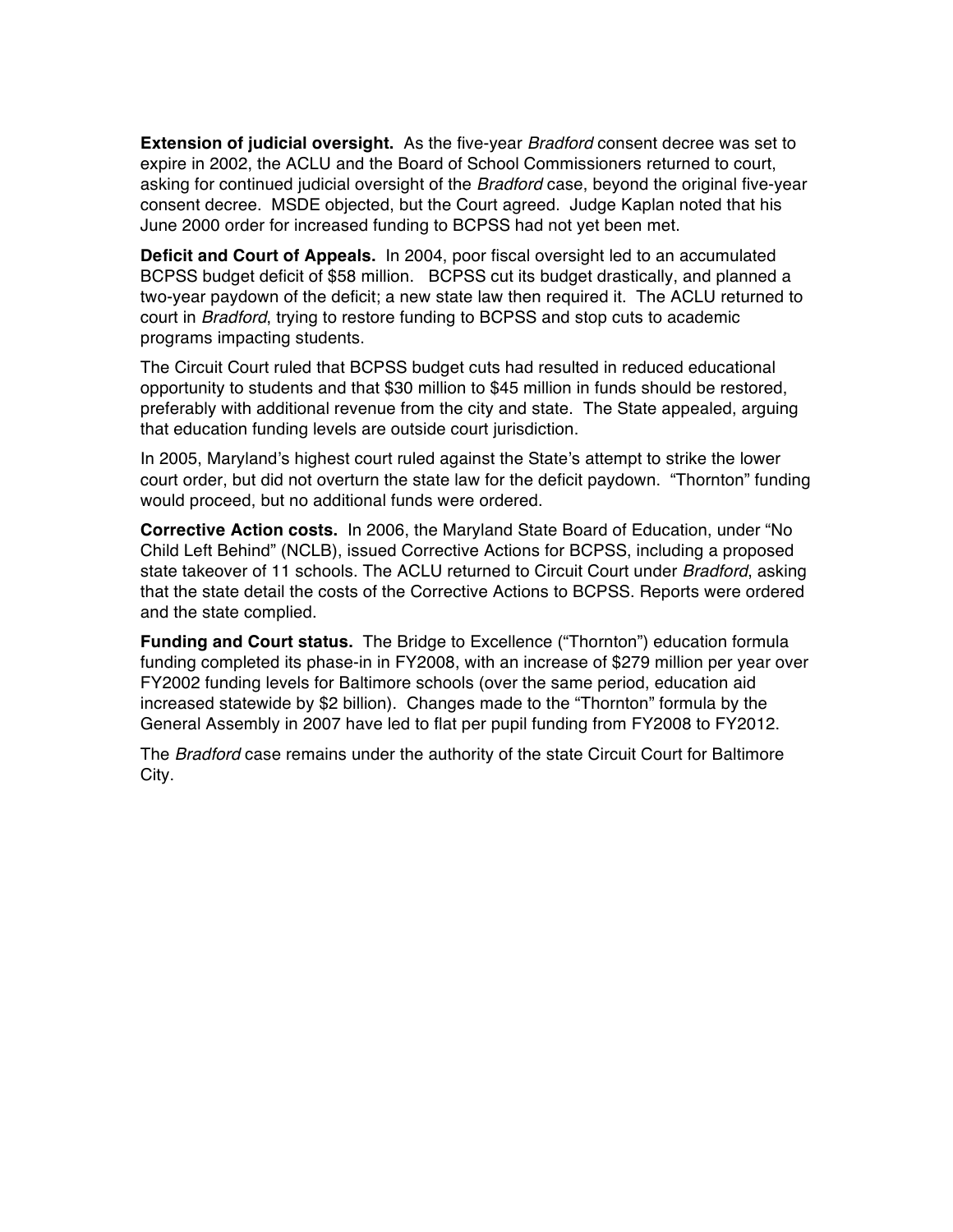**Extension of judicial oversight.** As the five-year *Bradford* consent decree was set to expire in 2002, the ACLU and the Board of School Commissioners returned to court, asking for continued judicial oversight of the *Bradford* case, beyond the original five-year consent decree. MSDE objected, but the Court agreed. Judge Kaplan noted that his June 2000 order for increased funding to BCPSS had not yet been met.

**Deficit and Court of Appeals.** In 2004, poor fiscal oversight led to an accumulated BCPSS budget deficit of $58 million. BCPSS cut its budget drastically, and planned a two-year paydown of the deficit; a new state law then required it. The ACLU returned to court in *Bradford*, trying to restore funding to BCPSS and stop cuts to academic programs impacting students.

The Circuit Court ruled that BCPSS budget cuts had resulted in reduced educational opportunity to students and that $30 million to $45 million in funds should be restored, preferably with additional revenue from the city and state. The State appealed, arguing that education funding levels are outside court jurisdiction.

In 2005, Maryland's highest court ruled against the State's attempt to strike the lower court order, but did not overturn the state law for the deficit paydown. "Thornton" funding would proceed, but no additional funds were ordered.

**Corrective Action costs.** In 2006, the Maryland State Board of Education, under "No Child Left Behind" (NCLB), issued Corrective Actions for BCPSS, including a proposed state takeover of 11 schools. The ACLU returned to Circuit Court under *Bradford*, asking that the state detail the costs of the Corrective Actions to BCPSS. Reports were ordered and the state complied.

**Funding and Court status.** The Bridge to Excellence ("Thornton") education formula funding completed its phase-in in FY2008, with an increase of $279 million per year over FY2002 funding levels for Baltimore schools (over the same period, education aid increased statewide by $2 billion). Changes made to the "Thornton" formula by the General Assembly in 2007 have led to flat per pupil funding from FY2008 to FY2012.

The *Bradford* case remains under the authority of the state Circuit Court for Baltimore City.